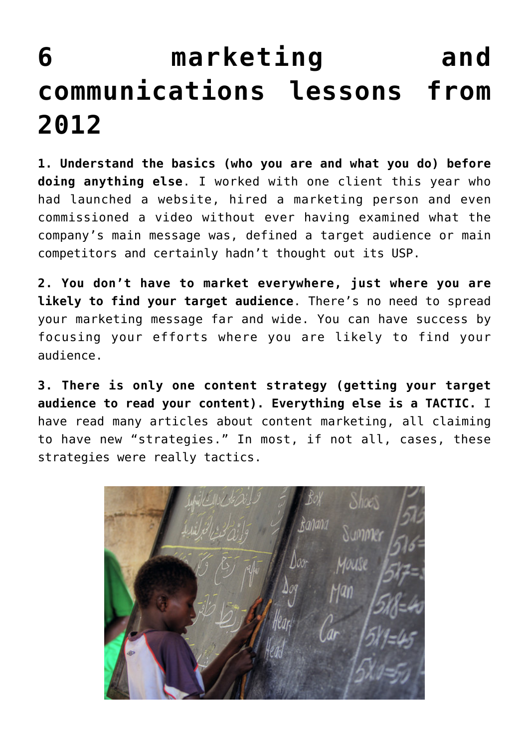# 6 marketing and communications lessons from 2012

**1. Understand the basics (who you are and what you do) before doing anything else**. I worked with one client this year who had launched a website, hired a marketing person and even commissioned a video without ever having examined what the company's main message was, defined a target audience or main competitors and certainly hadn't thought out its USP.

**2. You don't have to market everywhere, just where you are likely to find your target audience**. There's no need to spread your marketing message far and wide. You can have success by focusing your efforts where you are likely to find your audience.

**3. There is only one content strategy (getting your target audience to read your content). Everything else is a TACTIC.** I have read many articles about content marketing, all claiming to have new "strategies." In most, if not all, cases, these strategies were really tactics.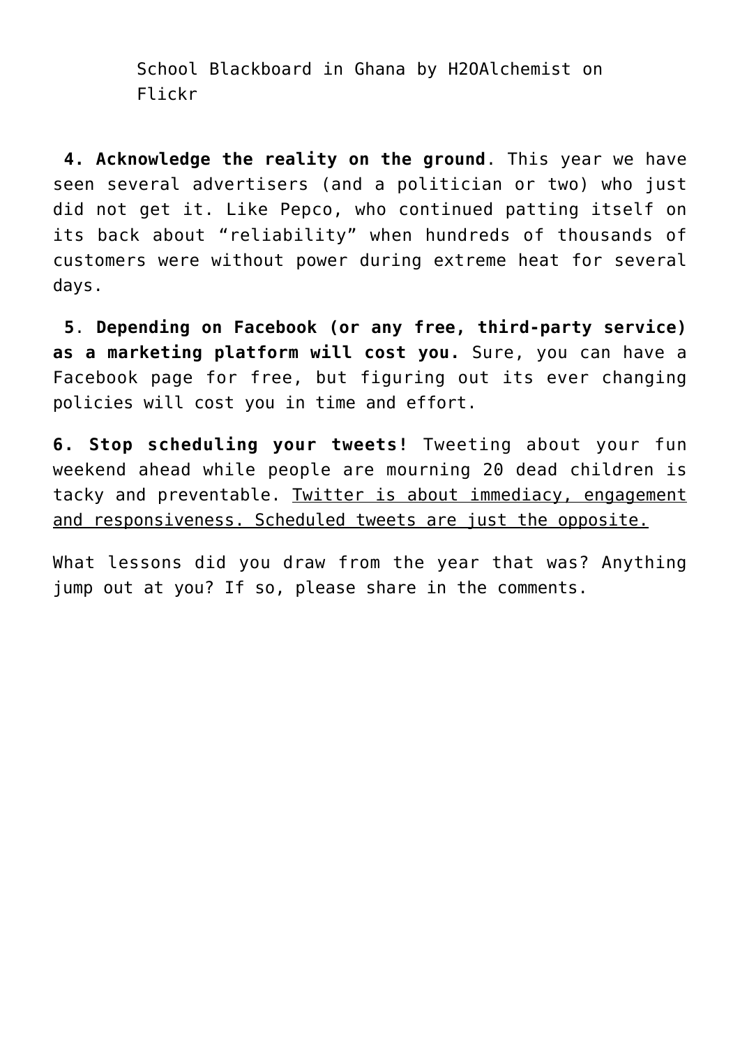School Blackboard in Ghana by H2OAlchemist on Flickr

**4. Acknowledge the reality on the ground**. This year we have seen several advertisers (and a politician or two) who just did not get it. Like Pepco, who continued patting itself on its back about "reliability" when hundreds of thousands of customers were without power during extreme heat for several days.

**5**. **Depending on Facebook (or any free, third-party service) as a marketing platform will cost you.** Sure, you can have a Facebook page for free, but figuring out its ever changing policies will cost you in time and effort.

**6. Stop scheduling your tweets!** Tweeting about your fun weekend ahead while people are mourning 20 dead children is tacky and preventable. <u>Twitter is about immediacy, engagement and responsiveness. Scheduled tweets are just the opposite.</u>

What lessons did you draw from the year that was? Anything jump out at you? If so, please share in the comments.